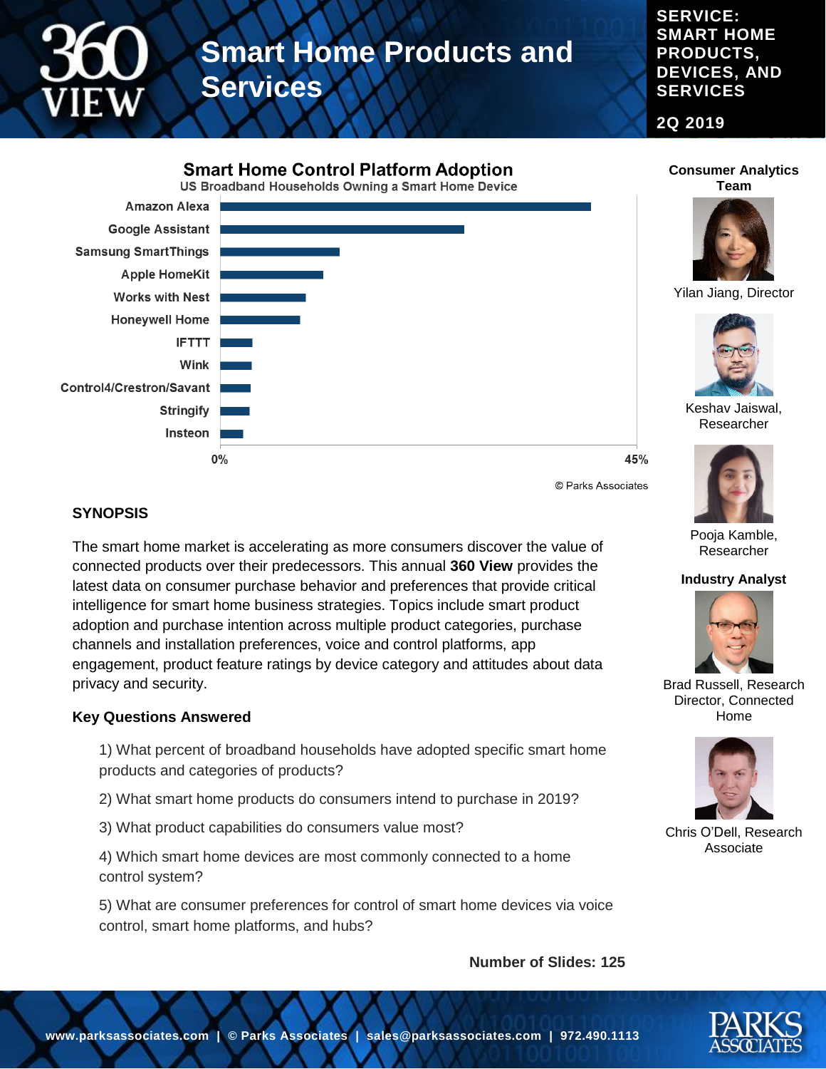# Smart Home Products and Services

**SERVICE: SMART HOME PRODUCTS, DEVICES, AND SERVICES**

**2Q 2019**

**Smart Home Control Platform Adoption**
US Broadband Households Owning a Smart Home Device

- Amazon Alexa
- Google Assistant
- Samsung SmartThings
- Apple HomeKit
- Works with Nest
- Honeywell Home
- IFTTT
- Wink
- Control4/Crestron/Savant
- Stringify
- Insteon

0% – 45%

© Parks Associates

## SYNOPSIS

The smart home market is accelerating as more consumers discover the value of connected products over their predecessors. This annual **360 View** provides the latest data on consumer purchase behavior and preferences that provide critical intelligence for smart home business strategies. Topics include smart product adoption and purchase intention across multiple product categories, purchase channels and installation preferences, voice and control platforms, app engagement, product feature ratings by device category and attitudes about data privacy and security.

### Key Questions Answered

1) What percent of broadband households have adopted specific smart home products and categories of products?

2) What smart home products do consumers intend to purchase in 2019?

3) What product capabilities do consumers value most?

4) Which smart home devices are most commonly connected to a home control system?

5) What are consumer preferences for control of smart home devices via voice control, smart home platforms, and hubs?

**Number of Slides: 125**

**Consumer Analytics Team**

Yilan Jiang, Director

Keshav Jaiswal, Researcher

Pooja Kamble, Researcher

**Industry Analyst**

Brad Russell, Research Director, Connected Home

Chris O'Dell, Research Associate

**www.parksassociates.com | © Parks Associates | sales@parksassociates.com | 972.490.1113**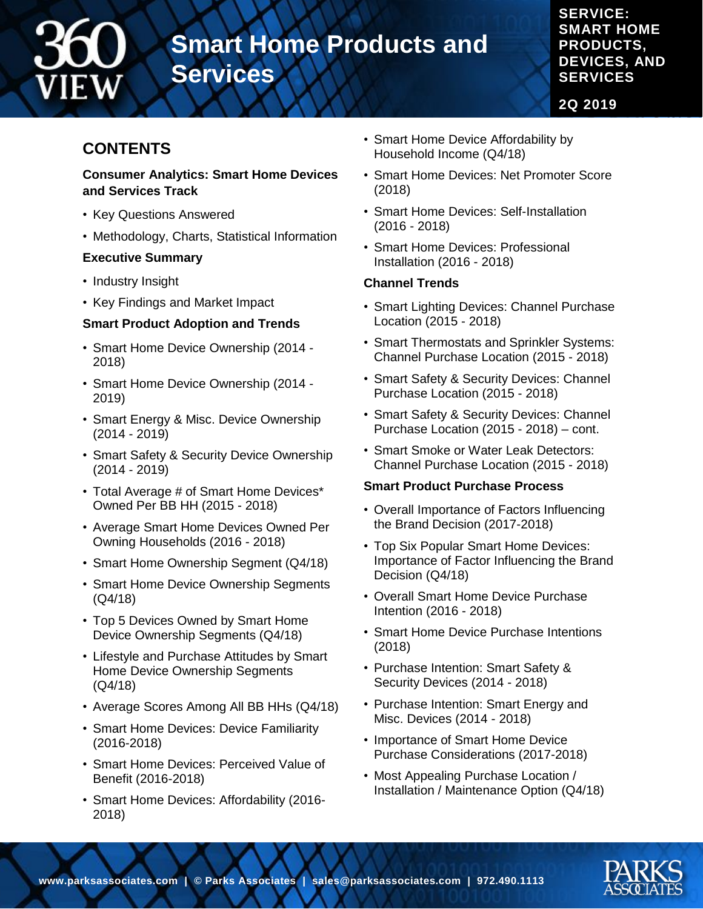# Smart Home Products and Services

**SERVICE: SMART HOME PRODUCTS, DEVICES, AND SERVICES**

**2Q 2019**

## CONTENTS

### Consumer Analytics: Smart Home Devices and Services Track

- Key Questions Answered
- Methodology, Charts, Statistical Information

### Executive Summary

- Industry Insight
- Key Findings and Market Impact

### Smart Product Adoption and Trends

- Smart Home Device Ownership (2014 - 2018)
- Smart Home Device Ownership (2014 - 2019)
- Smart Energy & Misc. Device Ownership (2014 - 2019)
- Smart Safety & Security Device Ownership (2014 - 2019)
- Total Average # of Smart Home Devices* Owned Per BB HH (2015 - 2018)
- Average Smart Home Devices Owned Per Owning Households (2016 - 2018)
- Smart Home Ownership Segment (Q4/18)
- Smart Home Device Ownership Segments (Q4/18)
- Top 5 Devices Owned by Smart Home Device Ownership Segments (Q4/18)
- Lifestyle and Purchase Attitudes by Smart Home Device Ownership Segments (Q4/18)
- Average Scores Among All BB HHs (Q4/18)
- Smart Home Devices: Device Familiarity (2016-2018)
- Smart Home Devices: Perceived Value of Benefit (2016-2018)
- Smart Home Devices: Affordability (2016-2018)
- Smart Home Device Affordability by Household Income (Q4/18)
- Smart Home Devices: Net Promoter Score (2018)
- Smart Home Devices: Self-Installation (2016 - 2018)
- Smart Home Devices: Professional Installation (2016 - 2018)

### Channel Trends

- Smart Lighting Devices: Channel Purchase Location (2015 - 2018)
- Smart Thermostats and Sprinkler Systems: Channel Purchase Location (2015 - 2018)
- Smart Safety & Security Devices: Channel Purchase Location (2015 - 2018)
- Smart Safety & Security Devices: Channel Purchase Location (2015 - 2018) – cont.
- Smart Smoke or Water Leak Detectors: Channel Purchase Location (2015 - 2018)

### Smart Product Purchase Process

- Overall Importance of Factors Influencing the Brand Decision (2017-2018)
- Top Six Popular Smart Home Devices: Importance of Factor Influencing the Brand Decision (Q4/18)
- Overall Smart Home Device Purchase Intention (2016 - 2018)
- Smart Home Device Purchase Intentions (2018)
- Purchase Intention: Smart Safety & Security Devices (2014 - 2018)
- Purchase Intention: Smart Energy and Misc. Devices (2014 - 2018)
- Importance of Smart Home Device Purchase Considerations (2017-2018)
- Most Appealing Purchase Location / Installation / Maintenance Option (Q4/18)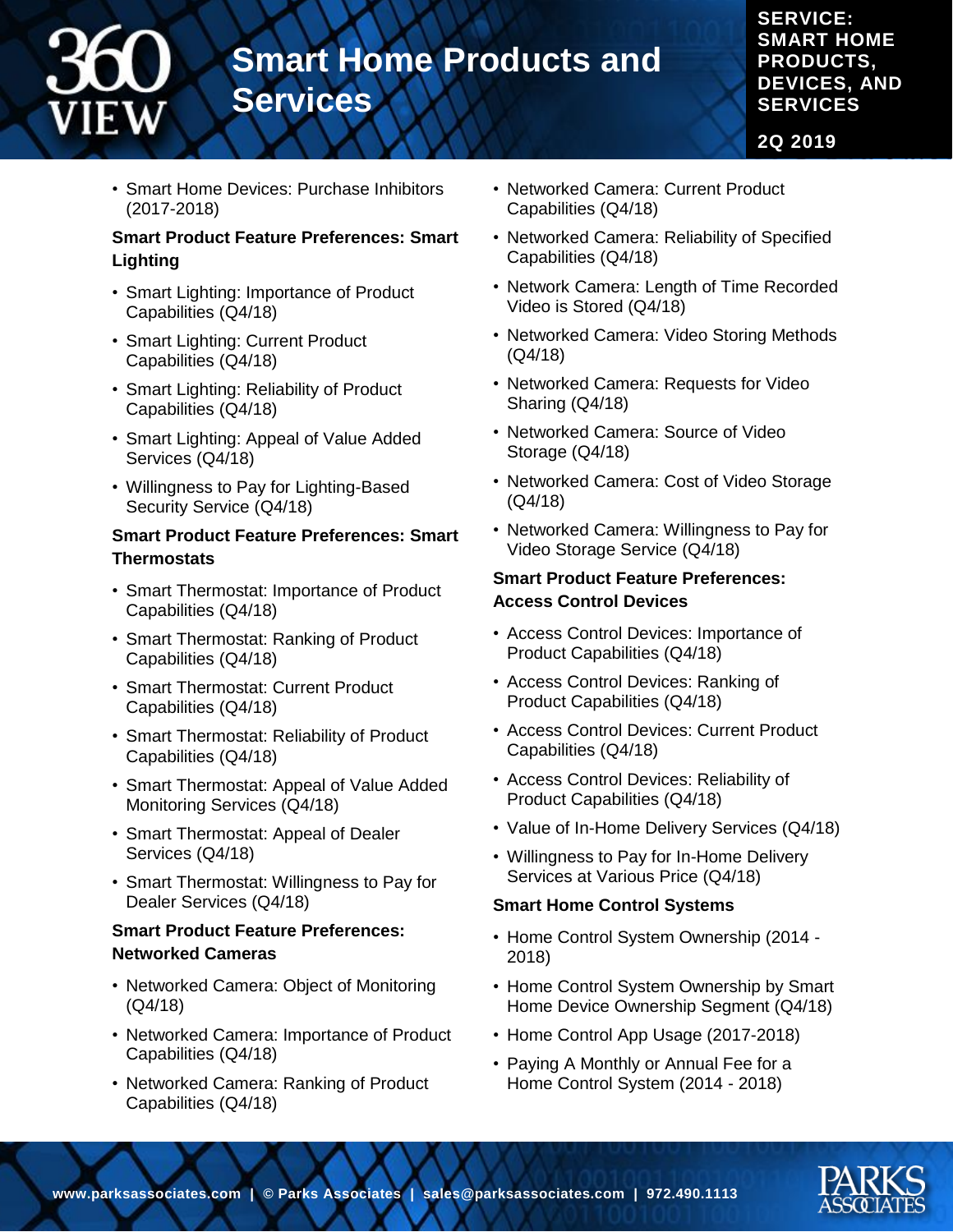- Smart Home Devices: Purchase Inhibitors (2017-2018)

**Smart Product Feature Preferences: Smart Lighting**

- Smart Lighting: Importance of Product Capabilities (Q4/18)
- Smart Lighting: Current Product Capabilities (Q4/18)
- Smart Lighting: Reliability of Product Capabilities (Q4/18)
- Smart Lighting: Appeal of Value Added Services (Q4/18)
- Willingness to Pay for Lighting-Based Security Service (Q4/18)

**Smart Product Feature Preferences: Smart Thermostats**

- Smart Thermostat: Importance of Product Capabilities (Q4/18)
- Smart Thermostat: Ranking of Product Capabilities (Q4/18)
- Smart Thermostat: Current Product Capabilities (Q4/18)
- Smart Thermostat: Reliability of Product Capabilities (Q4/18)
- Smart Thermostat: Appeal of Value Added Monitoring Services (Q4/18)
- Smart Thermostat: Appeal of Dealer Services (Q4/18)
- Smart Thermostat: Willingness to Pay for Dealer Services (Q4/18)

**Smart Product Feature Preferences: Networked Cameras**

- Networked Camera: Object of Monitoring (Q4/18)
- Networked Camera: Importance of Product Capabilities (Q4/18)
- Networked Camera: Ranking of Product Capabilities (Q4/18)
- Networked Camera: Current Product Capabilities (Q4/18)
- Networked Camera: Reliability of Specified Capabilities (Q4/18)
- Network Camera: Length of Time Recorded Video is Stored (Q4/18)
- Networked Camera: Video Storing Methods (Q4/18)
- Networked Camera: Requests for Video Sharing (Q4/18)
- Networked Camera: Source of Video Storage (Q4/18)
- Networked Camera: Cost of Video Storage (Q4/18)
- Networked Camera: Willingness to Pay for Video Storage Service (Q4/18)

**Smart Product Feature Preferences: Access Control Devices**

- Access Control Devices: Importance of Product Capabilities (Q4/18)
- Access Control Devices: Ranking of Product Capabilities (Q4/18)
- Access Control Devices: Current Product Capabilities (Q4/18)
- Access Control Devices: Reliability of Product Capabilities (Q4/18)
- Value of In-Home Delivery Services (Q4/18)
- Willingness to Pay for In-Home Delivery Services at Various Price (Q4/18)

**Smart Home Control Systems**

- Home Control System Ownership (2014 - 2018)
- Home Control System Ownership by Smart Home Device Ownership Segment (Q4/18)
- Home Control App Usage (2017-2018)
- Paying A Monthly or Annual Fee for a Home Control System (2014 - 2018)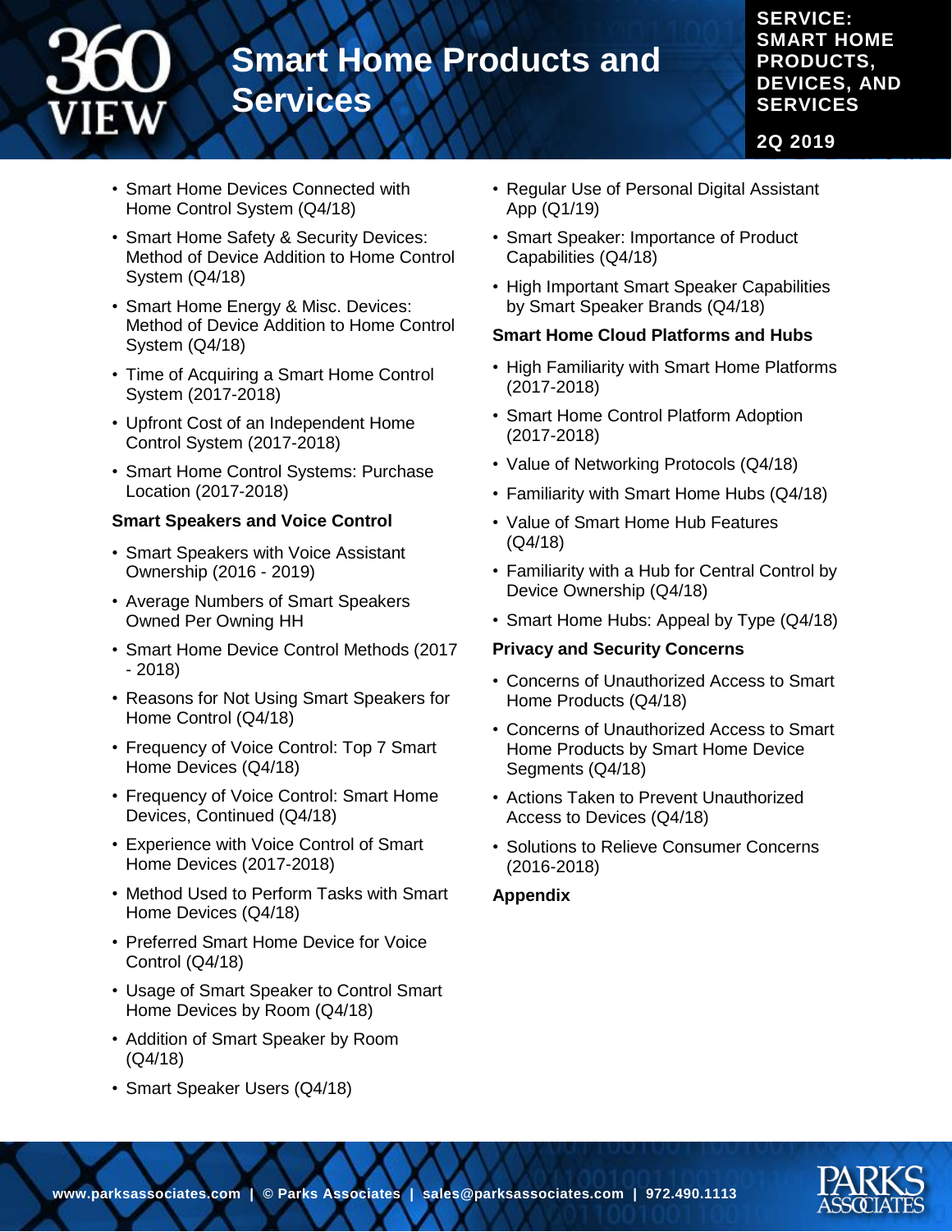- Smart Home Devices Connected with Home Control System (Q4/18)
- Smart Home Safety & Security Devices: Method of Device Addition to Home Control System (Q4/18)
- Smart Home Energy & Misc. Devices: Method of Device Addition to Home Control System (Q4/18)
- Time of Acquiring a Smart Home Control System (2017-2018)
- Upfront Cost of an Independent Home Control System (2017-2018)
- Smart Home Control Systems: Purchase Location (2017-2018)

**Smart Speakers and Voice Control**

- Smart Speakers with Voice Assistant Ownership (2016 - 2019)
- Average Numbers of Smart Speakers Owned Per Owning HH
- Smart Home Device Control Methods (2017 - 2018)
- Reasons for Not Using Smart Speakers for Home Control (Q4/18)
- Frequency of Voice Control: Top 7 Smart Home Devices (Q4/18)
- Frequency of Voice Control: Smart Home Devices, Continued (Q4/18)
- Experience with Voice Control of Smart Home Devices (2017-2018)
- Method Used to Perform Tasks with Smart Home Devices (Q4/18)
- Preferred Smart Home Device for Voice Control (Q4/18)
- Usage of Smart Speaker to Control Smart Home Devices by Room (Q4/18)
- Addition of Smart Speaker by Room (Q4/18)
- Smart Speaker Users (Q4/18)
- Regular Use of Personal Digital Assistant App (Q1/19)
- Smart Speaker: Importance of Product Capabilities (Q4/18)
- High Important Smart Speaker Capabilities by Smart Speaker Brands (Q4/18)

**Smart Home Cloud Platforms and Hubs**

- High Familiarity with Smart Home Platforms (2017-2018)
- Smart Home Control Platform Adoption (2017-2018)
- Value of Networking Protocols (Q4/18)
- Familiarity with Smart Home Hubs (Q4/18)
- Value of Smart Home Hub Features (Q4/18)
- Familiarity with a Hub for Central Control by Device Ownership (Q4/18)
- Smart Home Hubs: Appeal by Type (Q4/18)

**Privacy and Security Concerns**

- Concerns of Unauthorized Access to Smart Home Products (Q4/18)
- Concerns of Unauthorized Access to Smart Home Products by Smart Home Device Segments (Q4/18)
- Actions Taken to Prevent Unauthorized Access to Devices (Q4/18)
- Solutions to Relieve Consumer Concerns (2016-2018)

**Appendix**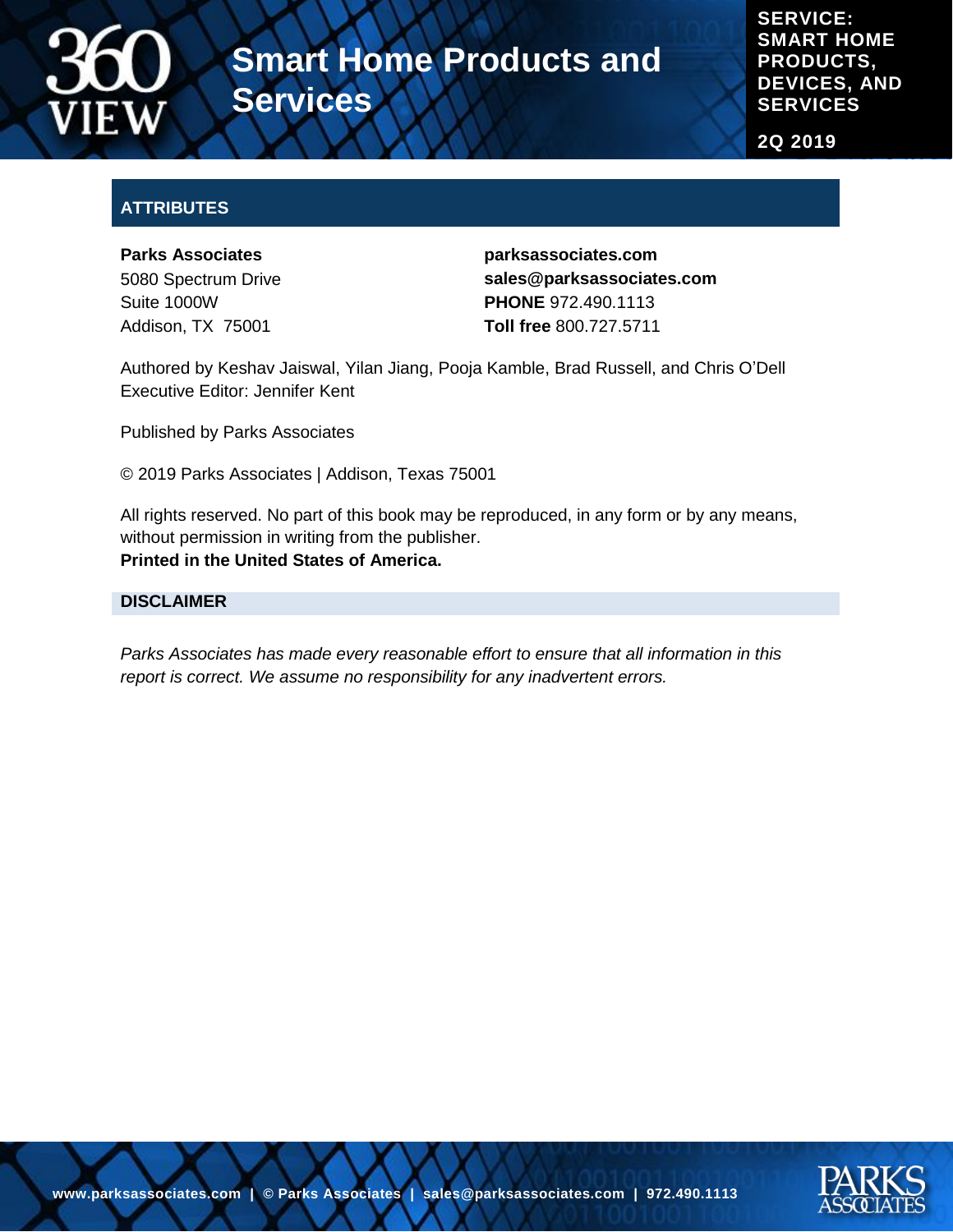# Smart Home Products and Services

**SERVICE: SMART HOME PRODUCTS, DEVICES, AND SERVICES**

**2Q 2019**

## ATTRIBUTES

**Parks Associates**
5080 Spectrum Drive
Suite 1000W
Addison, TX 75001

**parksassociates.com**
**sales@parksassociates.com**
**PHONE** 972.490.1113
**Toll free** 800.727.5711

Authored by Keshav Jaiswal, Yilan Jiang, Pooja Kamble, Brad Russell, and Chris O'Dell
Executive Editor: Jennifer Kent

Published by Parks Associates

© 2019 Parks Associates | Addison, Texas 75001

All rights reserved. No part of this book may be reproduced, in any form or by any means, without permission in writing from the publisher.
**Printed in the United States of America.**

## DISCLAIMER

*Parks Associates has made every reasonable effort to ensure that all information in this report is correct. We assume no responsibility for any inadvertent errors.*